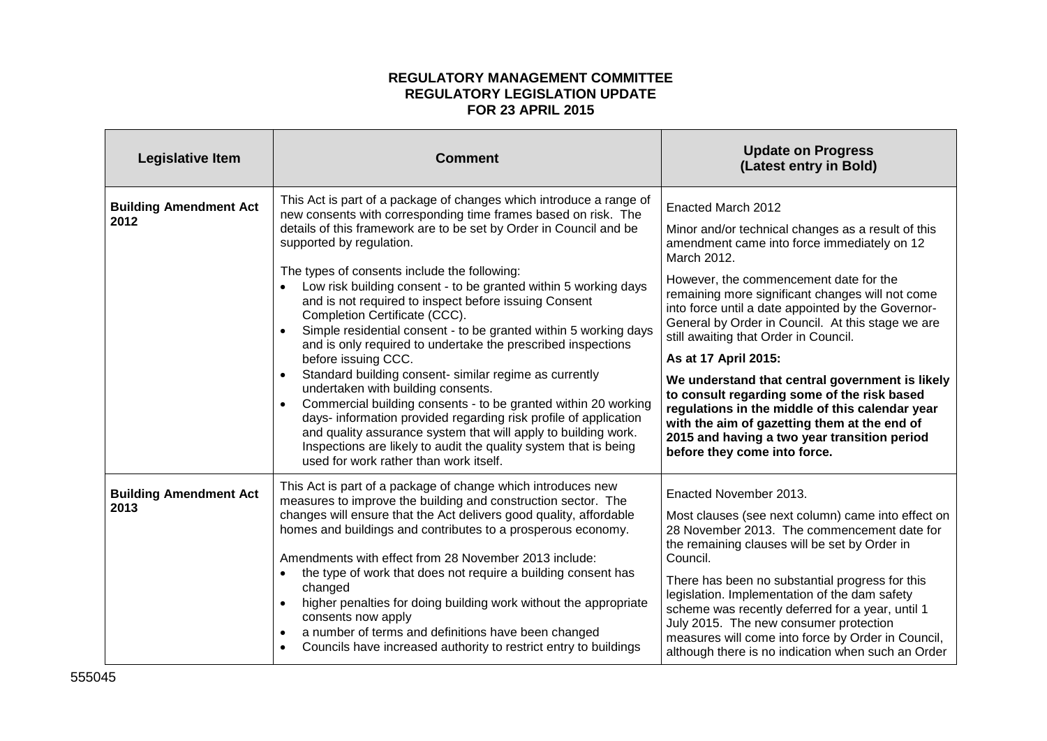**REGULATORY MANAGEMENT COMMITTEE**
**REGULATORY LEGISLATION UPDATE**
**FOR 23 APRIL 2015**

| Legislative Item | Comment | Update on Progress (Latest entry in Bold) |
|---|---|---|
| **Building Amendment Act 2012** | This Act is part of a package of changes which introduce a range of new consents with corresponding time frames based on risk. The details of this framework are to be set by Order in Council and be supported by regulation.<br><br>The types of consents include the following:<br>• Low risk building consent - to be granted within 5 working days and is not required to inspect before issuing Consent Completion Certificate (CCC).<br>• Simple residential consent - to be granted within 5 working days and is only required to undertake the prescribed inspections before issuing CCC.<br>• Standard building consent- similar regime as currently undertaken with building consents.<br>• Commercial building consents - to be granted within 20 working days- information provided regarding risk profile of application and quality assurance system that will apply to building work. Inspections are likely to audit the quality system that is being used for work rather than work itself. | Enacted March 2012<br><br>Minor and/or technical changes as a result of this amendment came into force immediately on 12 March 2012.<br><br>However, the commencement date for the remaining more significant changes will not come into force until a date appointed by the Governor-General by Order in Council. At this stage we are still awaiting that Order in Council.<br><br>**As at 17 April 2015:**<br><br>**We understand that central government is likely to consult regarding some of the risk based regulations in the middle of this calendar year with the aim of gazetting them at the end of 2015 and having a two year transition period before they come into force.** |
| **Building Amendment Act 2013** | This Act is part of a package of change which introduces new measures to improve the building and construction sector. The changes will ensure that the Act delivers good quality, affordable homes and buildings and contributes to a prosperous economy.<br><br>Amendments with effect from 28 November 2013 include:<br>• the type of work that does not require a building consent has changed<br>• higher penalties for doing building work without the appropriate consents now apply<br>• a number of terms and definitions have been changed<br>• Councils have increased authority to restrict entry to buildings | Enacted November 2013.<br><br>Most clauses (see next column) came into effect on 28 November 2013. The commencement date for the remaining clauses will be set by Order in Council.<br><br>There has been no substantial progress for this legislation. Implementation of the dam safety scheme was recently deferred for a year, until 1 July 2015. The new consumer protection measures will come into force by Order in Council, although there is no indication when such an Order |

555045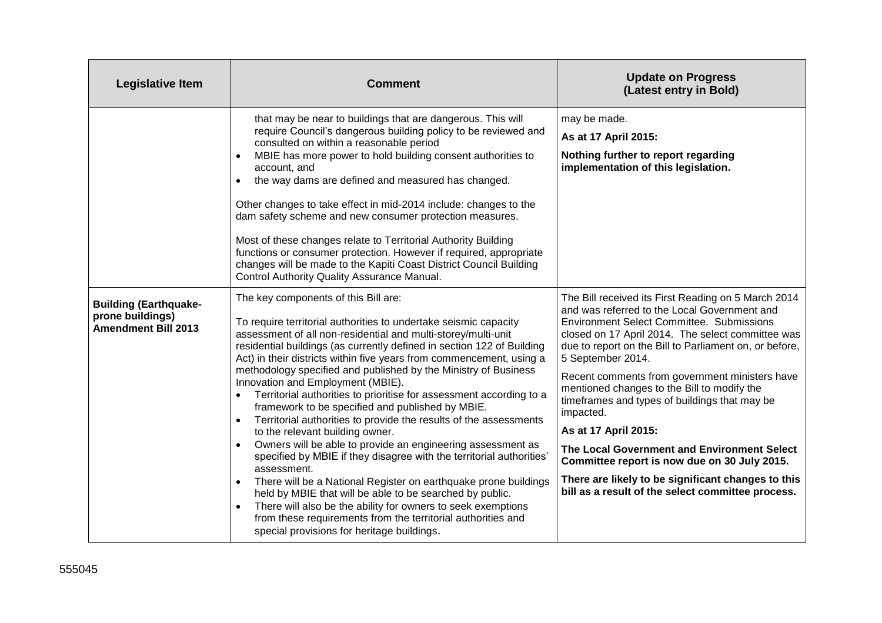| Legislative Item | Comment | Update on Progress (Latest entry in Bold) |
|---|---|---|
| | that may be near to buildings that are dangerous. This will require Council's dangerous building policy to be reviewed and consulted on within a reasonable period<br>• MBIE has more power to hold building consent authorities to account, and<br>• the way dams are defined and measured has changed.<br><br>Other changes to take effect in mid-2014 include: changes to the dam safety scheme and new consumer protection measures.<br><br>Most of these changes relate to Territorial Authority Building functions or consumer protection. However if required, appropriate changes will be made to the Kapiti Coast District Council Building Control Authority Quality Assurance Manual. | may be made.<br><br>**As at 17 April 2015:**<br><br>**Nothing further to report regarding implementation of this legislation.** |
| **Building (Earthquake-prone buildings) Amendment Bill 2013** | The key components of this Bill are:<br><br>To require territorial authorities to undertake seismic capacity assessment of all non-residential and multi-storey/multi-unit residential buildings (as currently defined in section 122 of Building Act) in their districts within five years from commencement, using a methodology specified and published by the Ministry of Business Innovation and Employment (MBIE).<br>• Territorial authorities to prioritise for assessment according to a framework to be specified and published by MBIE.<br>• Territorial authorities to provide the results of the assessments to the relevant building owner.<br>• Owners will be able to provide an engineering assessment as specified by MBIE if they disagree with the territorial authorities' assessment.<br>• There will be a National Register on earthquake prone buildings held by MBIE that will be able to be searched by public.<br>• There will also be the ability for owners to seek exemptions from these requirements from the territorial authorities and special provisions for heritage buildings. | The Bill received its First Reading on 5 March 2014 and was referred to the Local Government and Environment Select Committee. Submissions closed on 17 April 2014. The select committee was due to report on the Bill to Parliament on, or before, 5 September 2014.<br><br>Recent comments from government ministers have mentioned changes to the Bill to modify the timeframes and types of buildings that may be impacted.<br><br>**As at 17 April 2015:**<br><br>**The Local Government and Environment Select Committee report is now due on 30 July 2015.**<br><br>**There are likely to be significant changes to this bill as a result of the select committee process.** |

555045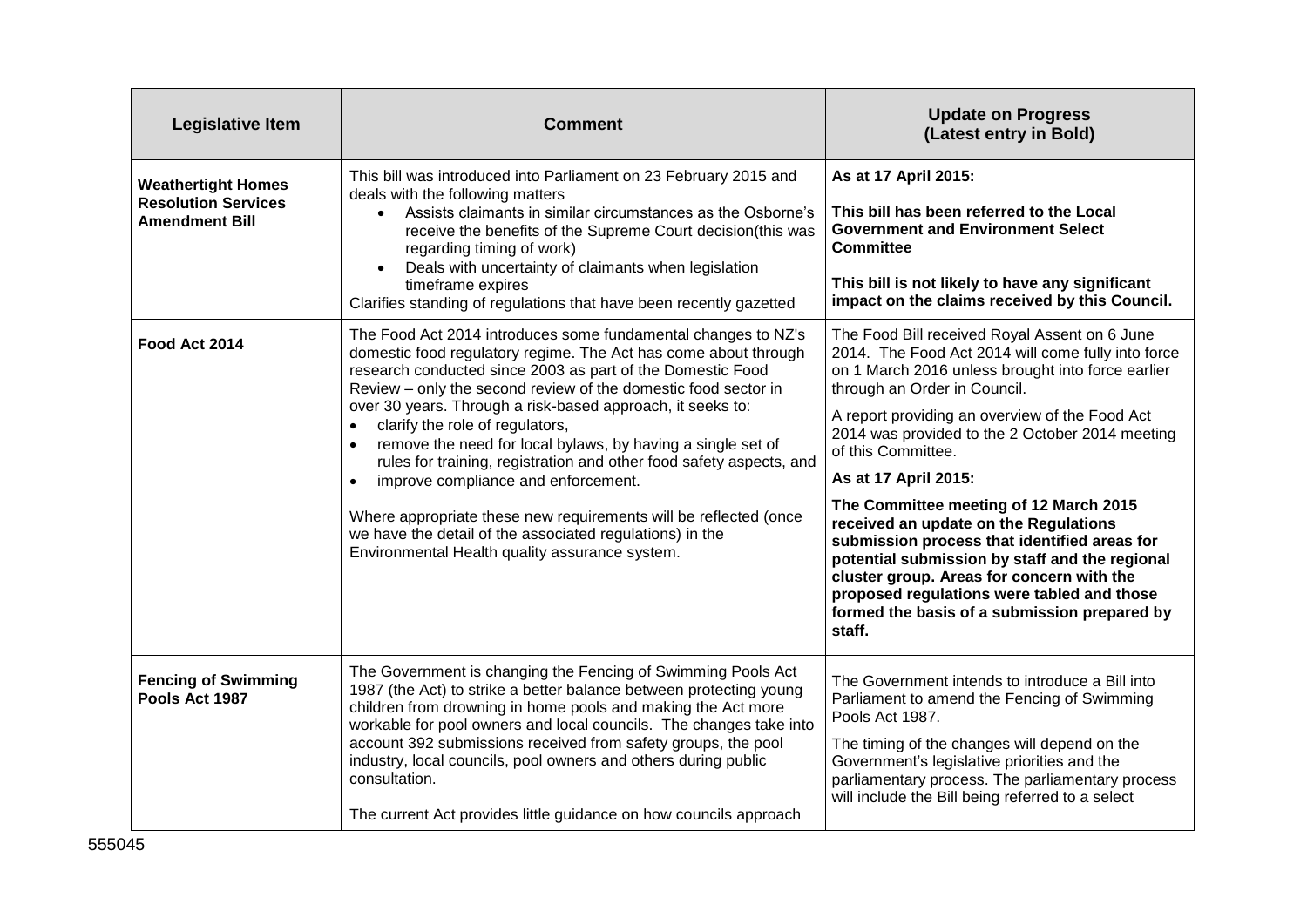| Legislative Item | Comment | Update on Progress (Latest entry in Bold) |
|---|---|---|
| **Weathertight Homes Resolution Services Amendment Bill** | This bill was introduced into Parliament on 23 February 2015 and deals with the following matters<br>• Assists claimants in similar circumstances as the Osborne's receive the benefits of the Supreme Court decision(this was regarding timing of work)<br>• Deals with uncertainty of claimants when legislation timeframe expires<br>Clarifies standing of regulations that have been recently gazetted | **As at 17 April 2015:**<br>**This bill has been referred to the Local Government and Environment Select Committee**<br>**This bill is not likely to have any significant impact on the claims received by this Council.** |
| **Food Act 2014** | The Food Act 2014 introduces some fundamental changes to NZ's domestic food regulatory regime. The Act has come about through research conducted since 2003 as part of the Domestic Food Review – only the second review of the domestic food sector in over 30 years. Through a risk-based approach, it seeks to:<br>• clarify the role of regulators,<br>• remove the need for local bylaws, by having a single set of rules for training, registration and other food safety aspects, and<br>• improve compliance and enforcement.<br><br>Where appropriate these new requirements will be reflected (once we have the detail of the associated regulations) in the Environmental Health quality assurance system. | The Food Bill received Royal Assent on 6 June 2014. The Food Act 2014 will come fully into force on 1 March 2016 unless brought into force earlier through an Order in Council.<br>A report providing an overview of the Food Act 2014 was provided to the 2 October 2014 meeting of this Committee.<br>**As at 17 April 2015:**<br>**The Committee meeting of 12 March 2015 received an update on the Regulations submission process that identified areas for potential submission by staff and the regional cluster group. Areas for concern with the proposed regulations were tabled and those formed the basis of a submission prepared by staff.** |
| **Fencing of Swimming Pools Act 1987** | The Government is changing the Fencing of Swimming Pools Act 1987 (the Act) to strike a better balance between protecting young children from drowning in home pools and making the Act more workable for pool owners and local councils. The changes take into account 392 submissions received from safety groups, the pool industry, local councils, pool owners and others during public consultation.<br><br>The current Act provides little guidance on how councils approach | The Government intends to introduce a Bill into Parliament to amend the Fencing of Swimming Pools Act 1987.<br>The timing of the changes will depend on the Government's legislative priorities and the parliamentary process. The parliamentary process will include the Bill being referred to a select |

555045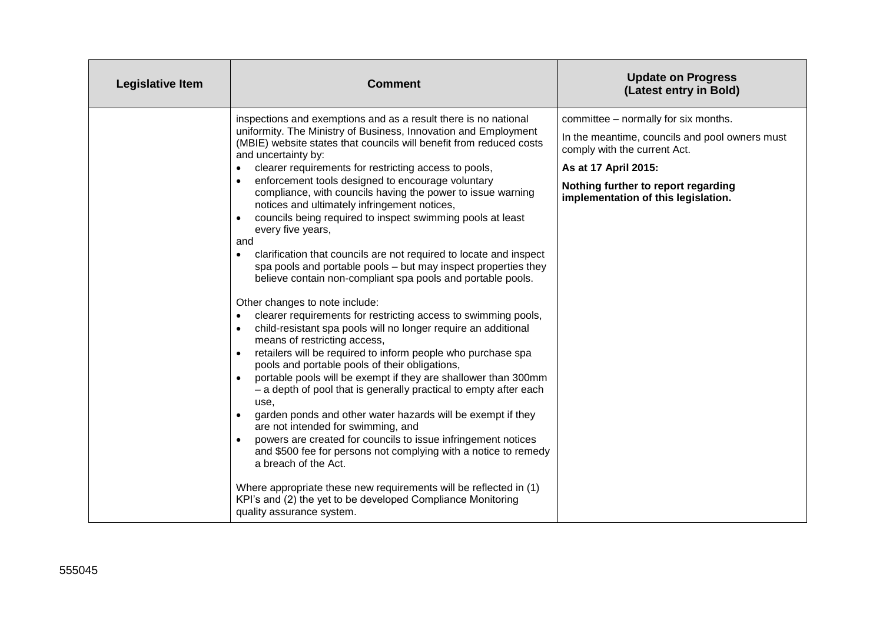| Legislative Item | Comment | Update on Progress (Latest entry in Bold) |
|---|---|---|
| | inspections and exemptions and as a result there is no national uniformity. The Ministry of Business, Innovation and Employment (MBIE) website states that councils will benefit from reduced costs and uncertainty by:<br>• clearer requirements for restricting access to pools,<br>• enforcement tools designed to encourage voluntary compliance, with councils having the power to issue warning notices and ultimately infringement notices,<br>• councils being required to inspect swimming pools at least every five years,<br>and<br>• clarification that councils are not required to locate and inspect spa pools and portable pools – but may inspect properties they believe contain non-compliant spa pools and portable pools.<br><br>Other changes to note include:<br>• clearer requirements for restricting access to swimming pools,<br>• child-resistant spa pools will no longer require an additional means of restricting access,<br>• retailers will be required to inform people who purchase spa pools and portable pools of their obligations,<br>• portable pools will be exempt if they are shallower than 300mm – a depth of pool that is generally practical to empty after each use,<br>• garden ponds and other water hazards will be exempt if they are not intended for swimming, and<br>• powers are created for councils to issue infringement notices and $500 fee for persons not complying with a notice to remedy a breach of the Act.<br><br>Where appropriate these new requirements will be reflected in (1) KPI's and (2) the yet to be developed Compliance Monitoring quality assurance system. | committee – normally for six months.<br><br>In the meantime, councils and pool owners must comply with the current Act.<br><br>**As at 17 April 2015:**<br><br>**Nothing further to report regarding implementation of this legislation.** |

555045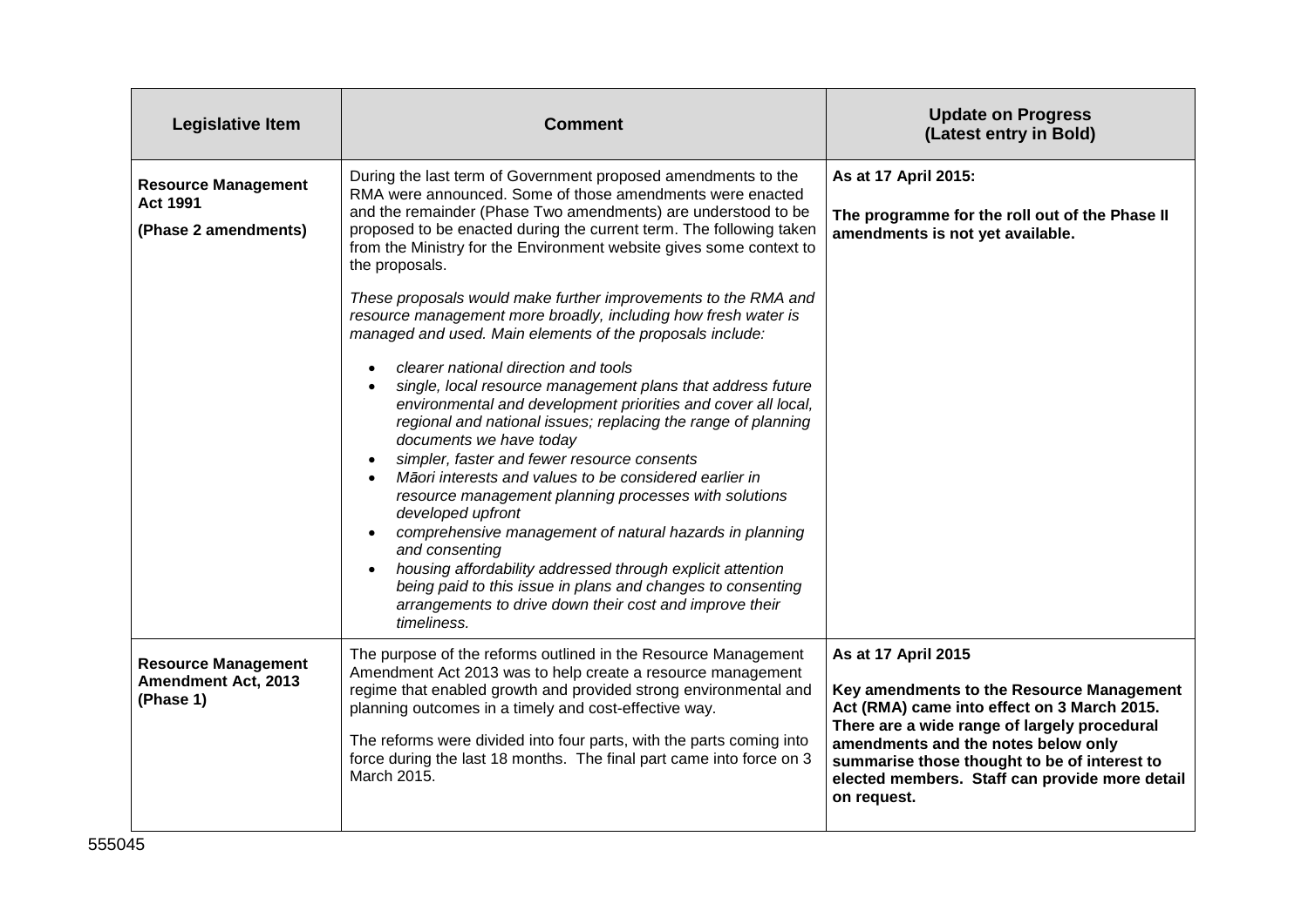| Legislative Item | Comment | Update on Progress (Latest entry in Bold) |
|---|---|---|
| **Resource Management Act 1991**<br><br>**(Phase 2 amendments)** | During the last term of Government proposed amendments to the RMA were announced. Some of those amendments were enacted and the remainder (Phase Two amendments) are understood to be proposed to be enacted during the current term. The following taken from the Ministry for the Environment website gives some context to the proposals.<br><br>*These proposals would make further improvements to the RMA and resource management more broadly, including how fresh water is managed and used. Main elements of the proposals include:*<br><br>• *clearer national direction and tools*<br>• *single, local resource management plans that address future environmental and development priorities and cover all local, regional and national issues; replacing the range of planning documents we have today*<br>• *simpler, faster and fewer resource consents*<br>• *Māori interests and values to be considered earlier in resource management planning processes with solutions developed upfront*<br>• *comprehensive management of natural hazards in planning and consenting*<br>• *housing affordability addressed through explicit attention being paid to this issue in plans and changes to consenting arrangements to drive down their cost and improve their timeliness.* | **As at 17 April 2015:**<br><br>**The programme for the roll out of the Phase II amendments is not yet available.** |
| **Resource Management Amendment Act, 2013 (Phase 1)** | The purpose of the reforms outlined in the Resource Management Amendment Act 2013 was to help create a resource management regime that enabled growth and provided strong environmental and planning outcomes in a timely and cost-effective way.<br><br>The reforms were divided into four parts, with the parts coming into force during the last 18 months. The final part came into force on 3 March 2015. | **As at 17 April 2015**<br><br>**Key amendments to the Resource Management Act (RMA) came into effect on 3 March 2015. There are a wide range of largely procedural amendments and the notes below only summarise those thought to be of interest to elected members. Staff can provide more detail on request.** |

555045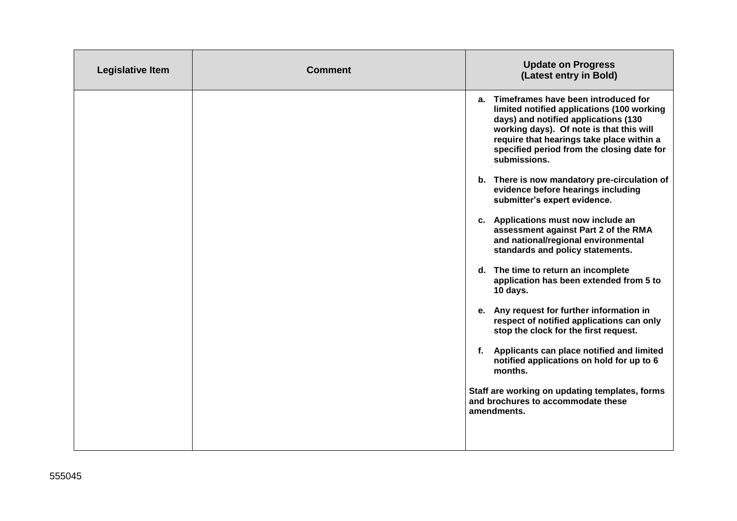| Legislative Item | Comment | Update on Progress (Latest entry in Bold) |
|---|---|---|
| | | **a. Timeframes have been introduced for limited notified applications (100 working days) and notified applications (130 working days). Of note is that this will require that hearings take place within a specified period from the closing date for submissions.**<br><br>**b. There is now mandatory pre-circulation of evidence before hearings including submitter's expert evidence.**<br><br>**c. Applications must now include an assessment against Part 2 of the RMA and national/regional environmental standards and policy statements.**<br><br>**d. The time to return an incomplete application has been extended from 5 to 10 days.**<br><br>**e. Any request for further information in respect of notified applications can only stop the clock for the first request.**<br><br>**f. Applicants can place notified and limited notified applications on hold for up to 6 months.**<br><br>**Staff are working on updating templates, forms and brochures to accommodate these amendments.** |

555045